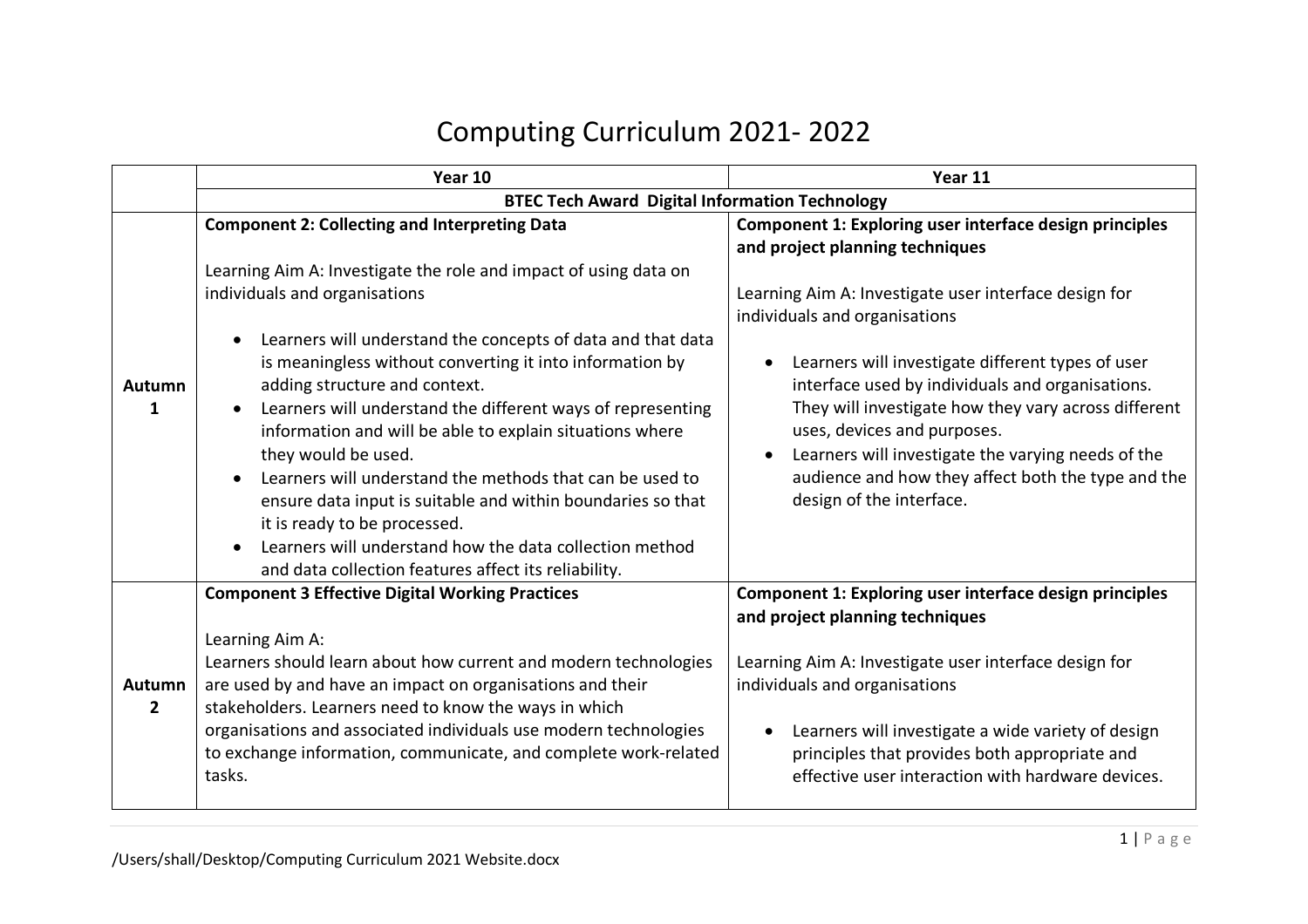# Computing Curriculum 2021- 2022

| | Year 10 | Year 11 |
|---|---|---|
| | **BTEC Tech Award Digital Information Technology** | |
| **Autumn 1** | **Component 2: Collecting and Interpreting Data**<br><br>Learning Aim A: Investigate the role and impact of using data on individuals and organisations<br><br>• Learners will understand the concepts of data and that data is meaningless without converting it into information by adding structure and context.<br>• Learners will understand the different ways of representing information and will be able to explain situations where they would be used.<br>• Learners will understand the methods that can be used to ensure data input is suitable and within boundaries so that it is ready to be processed.<br>• Learners will understand how the data collection method and data collection features affect its reliability. | **Component 1: Exploring user interface design principles and project planning techniques**<br><br>Learning Aim A: Investigate user interface design for individuals and organisations<br><br>• Learners will investigate different types of user interface used by individuals and organisations. They will investigate how they vary across different uses, devices and purposes.<br>• Learners will investigate the varying needs of the audience and how they affect both the type and the design of the interface. |
| **Autumn 2** | **Component 3 Effective Digital Working Practices**<br><br>Learning Aim A:<br>Learners should learn about how current and modern technologies are used by and have an impact on organisations and their stakeholders. Learners need to know the ways in which organisations and associated individuals use modern technologies to exchange information, communicate, and complete work-related tasks. | **Component 1: Exploring user interface design principles and project planning techniques**<br><br>Learning Aim A: Investigate user interface design for individuals and organisations<br><br>• Learners will investigate a wide variety of design principles that provides both appropriate and effective user interaction with hardware devices. |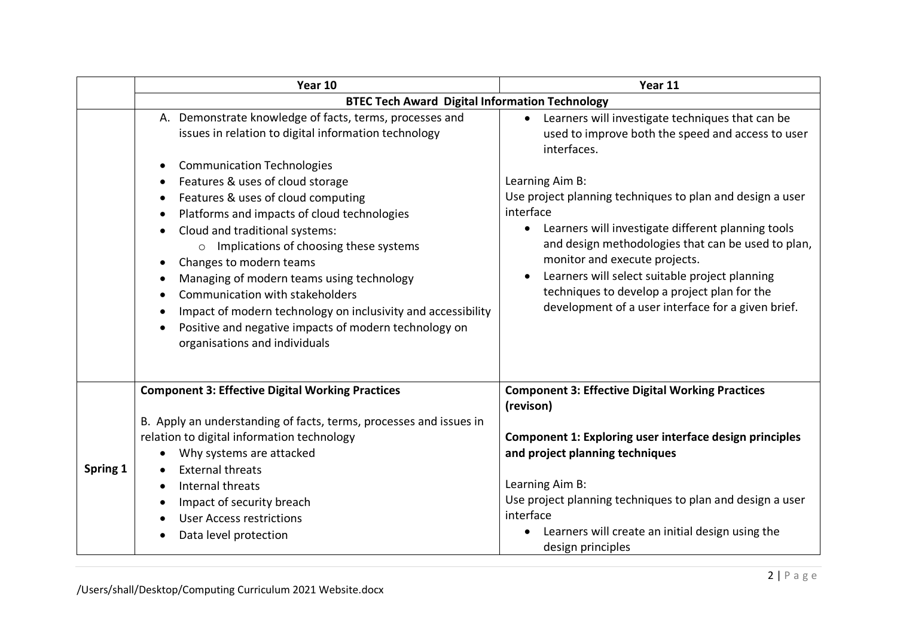| | Year 10 | Year 11 |
|---|---|---|
| | **BTEC Tech Award Digital Information Technology** | |
| | A. Demonstrate knowledge of facts, terms, processes and issues in relation to digital information technology<br><br>• Communication Technologies<br>• Features & uses of cloud storage<br>• Features & uses of cloud computing<br>• Platforms and impacts of cloud technologies<br>• Cloud and traditional systems:<br>&nbsp;&nbsp;&nbsp;&nbsp;○ Implications of choosing these systems<br>• Changes to modern teams<br>• Managing of modern teams using technology<br>• Communication with stakeholders<br>• Impact of modern technology on inclusivity and accessibility<br>• Positive and negative impacts of modern technology on organisations and individuals | • Learners will investigate techniques that can be used to improve both the speed and access to user interfaces.<br><br>Learning Aim B:<br>Use project planning techniques to plan and design a user interface<br>• Learners will investigate different planning tools and design methodologies that can be used to plan, monitor and execute projects.<br>• Learners will select suitable project planning techniques to develop a project plan for the development of a user interface for a given brief. |
| **Spring 1** | **Component 3: Effective Digital Working Practices**<br><br>B. Apply an understanding of facts, terms, processes and issues in relation to digital information technology<br>• Why systems are attacked<br>• External threats<br>• Internal threats<br>• Impact of security breach<br>• User Access restrictions<br>• Data level protection | **Component 3: Effective Digital Working Practices (revison)**<br><br>**Component 1: Exploring user interface design principles and project planning techniques**<br><br>Learning Aim B:<br>Use project planning techniques to plan and design a user interface<br>• Learners will create an initial design using the design principles |

/Users/shall/Desktop/Computing Curriculum 2021 Website.docx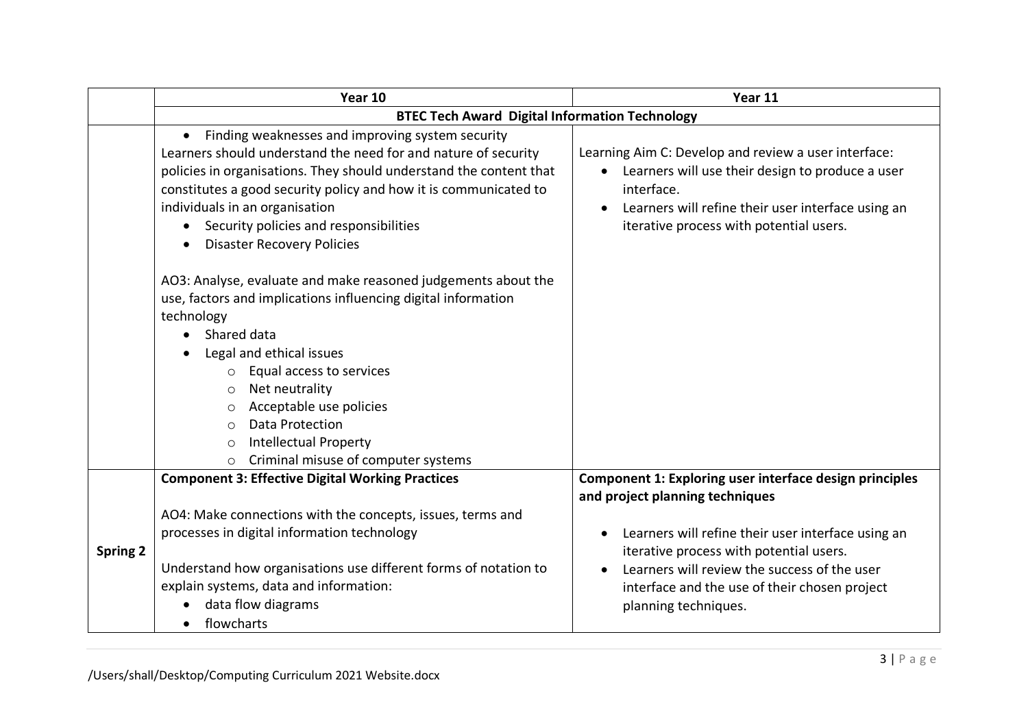| | Year 10 | Year 11 |
|---|---|---|
| | BTEC Tech Award Digital Information Technology | |
| | • Finding weaknesses and improving system security<br>Learners should understand the need for and nature of security policies in organisations. They should understand the content that constitutes a good security policy and how it is communicated to individuals in an organisation<br>• Security policies and responsibilities<br>• Disaster Recovery Policies<br><br>AO3: Analyse, evaluate and make reasoned judgements about the use, factors and implications influencing digital information technology<br>• Shared data<br>• Legal and ethical issues<br>  ○ Equal access to services<br>  ○ Net neutrality<br>  ○ Acceptable use policies<br>  ○ Data Protection<br>  ○ Intellectual Property<br>  ○ Criminal misuse of computer systems | Learning Aim C: Develop and review a user interface:<br>• Learners will use their design to produce a user interface.<br>• Learners will refine their user interface using an iterative process with potential users. |
| **Spring 2** | **Component 3: Effective Digital Working Practices**<br><br>AO4: Make connections with the concepts, issues, terms and processes in digital information technology<br><br>Understand how organisations use different forms of notation to explain systems, data and information:<br>• data flow diagrams<br>• flowcharts | **Component 1: Exploring user interface design principles and project planning techniques**<br><br>• Learners will refine their user interface using an iterative process with potential users.<br>• Learners will review the success of the user interface and the use of their chosen project planning techniques. |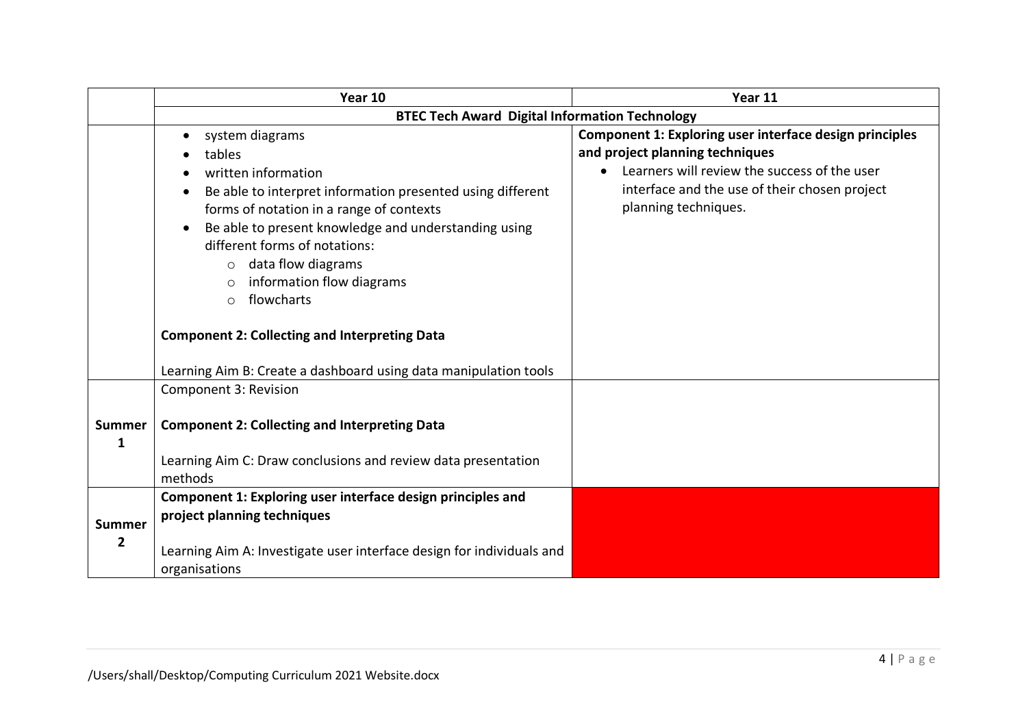| | Year 10 | Year 11 |
|---|---|---|
| | **BTEC Tech Award Digital Information Technology** | |
| | • system diagrams<br>• tables<br>• written information<br>• Be able to interpret information presented using different forms of notation in a range of contexts<br>• Be able to present knowledge and understanding using different forms of notations:<br>  ○ data flow diagrams<br>  ○ information flow diagrams<br>  ○ flowcharts<br><br>**Component 2: Collecting and Interpreting Data**<br><br>Learning Aim B: Create a dashboard using data manipulation tools | **Component 1: Exploring user interface design principles and project planning techniques**<br>• Learners will review the success of the user interface and the use of their chosen project planning techniques. |
| **Summer 1** | Component 3: Revision<br><br>**Component 2: Collecting and Interpreting Data**<br><br>Learning Aim C: Draw conclusions and review data presentation methods | |
| **Summer 2** | **Component 1: Exploring user interface design principles and project planning techniques**<br><br>Learning Aim A: Investigate user interface design for individuals and organisations | |

/Users/shall/Desktop/Computing Curriculum 2021 Website.docx